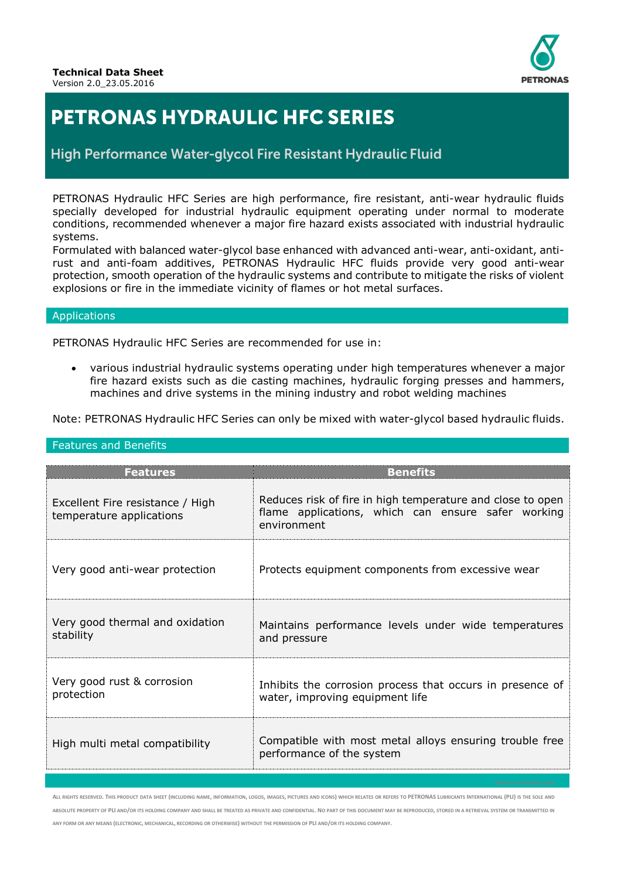**Technical Data Sheet**
Version 2.0_23.05.2016

# PETRONAS HYDRAULIC HFC SERIES

## High Performance Water-glycol Fire Resistant Hydraulic Fluid

PETRONAS Hydraulic HFC Series are high performance, fire resistant, anti-wear hydraulic fluids specially developed for industrial hydraulic equipment operating under normal to moderate conditions, recommended whenever a major fire hazard exists associated with industrial hydraulic systems.
Formulated with balanced water-glycol base enhanced with advanced anti-wear, anti-oxidant, anti-rust and anti-foam additives, PETRONAS Hydraulic HFC fluids provide very good anti-wear protection, smooth operation of the hydraulic systems and contribute to mitigate the risks of violent explosions or fire in the immediate vicinity of flames or hot metal surfaces.

### Applications

PETRONAS Hydraulic HFC Series are recommended for use in:

- various industrial hydraulic systems operating under high temperatures whenever a major fire hazard exists such as die casting machines, hydraulic forging presses and hammers, machines and drive systems in the mining industry and robot welding machines

Note: PETRONAS Hydraulic HFC Series can only be mixed with water-glycol based hydraulic fluids.

### Features and Benefits

| Features | Benefits |
|---|---|
| Excellent Fire resistance / High temperature applications | Reduces risk of fire in high temperature and close to open flame applications, which can ensure safer working environment |
| Very good anti-wear protection | Protects equipment components from excessive wear |
| Very good thermal and oxidation stability | Maintains performance levels under wide temperatures and pressure |
| Very good rust & corrosion protection | Inhibits the corrosion process that occurs in presence of water, improving equipment life |
| High multi metal compatibility | Compatible with most metal alloys ensuring trouble free performance of the system |

ALL RIGHTS RESERVED. THIS PRODUCT DATA SHEET (INCLUDING NAME, INFORMATION, LOGOS, IMAGES, PICTURES AND ICONS) WHICH RELATES OR REFERS TO PETRONAS LUBRICANTS INTERNATIONAL (PLI) IS THE SOLE AND ABSOLUTE PROPERTY OF PLI AND/OR ITS HOLDING COMPANY AND SHALL BE TREATED AS PRIVATE AND CONFIDENTIAL. NO PART OF THIS DOCUMENT MAY BE REPRODUCED, STORED IN A RETRIEVAL SYSTEM OR TRANSMITTED IN ANY FORM OR ANY MEANS (ELECTRONIC, MECHANICAL, RECORDING OR OTHERWISE) WITHOUT THE PERMISSION OF PLI AND/OR ITS HOLDING COMPANY.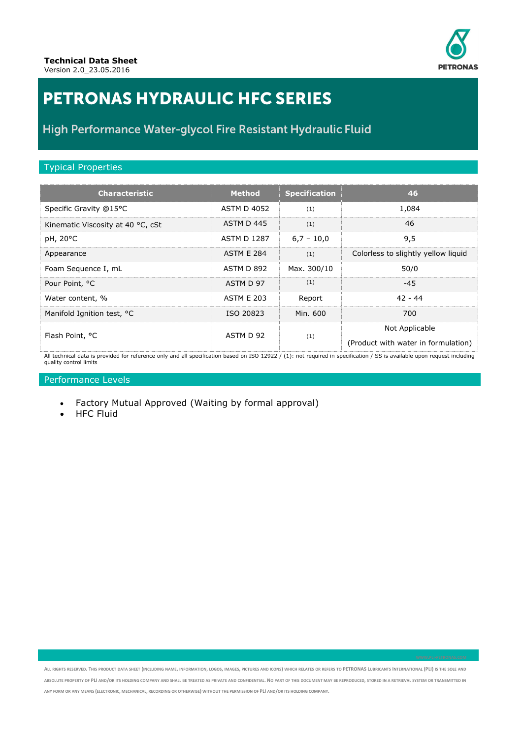**Technical Data Sheet**
Version 2.0_23.05.2016

# PETRONAS HYDRAULIC HFC SERIES

## High Performance Water-glycol Fire Resistant Hydraulic Fluid

### Typical Properties

| Characteristic | Method | Specification | 46 |
|---|---|---|---|
| Specific Gravity @15°C | ASTM D 4052 | (1) | 1,084 |
| Kinematic Viscosity at 40 °C, cSt | ASTM D 445 | (1) | 46 |
| pH, 20°C | ASTM D 1287 | 6,7 – 10,0 | 9,5 |
| Appearance | ASTM E 284 | (1) | Colorless to slightly yellow liquid |
| Foam Sequence I, mL | ASTM D 892 | Max. 300/10 | 50/0 |
| Pour Point, °C | ASTM D 97 | (1) | -45 |
| Water content, % | ASTM E 203 | Report | 42 - 44 |
| Manifold Ignition test, °C | ISO 20823 | Min. 600 | 700 |
| Flash Point, °C | ASTM D 92 | (1) | Not Applicable (Product with water in formulation) |

All technical data is provided for reference only and all specification based on ISO 12922 / (1): not required in specification / SS is available upon request including quality control limits

### Performance Levels

- Factory Mutual Approved (Waiting by formal approval)
- HFC Fluid

ALL RIGHTS RESERVED. THIS PRODUCT DATA SHEET (INCLUDING NAME, INFORMATION, LOGOS, IMAGES, PICTURES AND ICONS) WHICH RELATES OR REFERS TO PETRONAS LUBRICANTS INTERNATIONAL (PLI) IS THE SOLE AND ABSOLUTE PROPERTY OF PLI AND/OR ITS HOLDING COMPANY AND SHALL BE TREATED AS PRIVATE AND CONFIDENTIAL. NO PART OF THIS DOCUMENT MAY BE REPRODUCED, STORED IN A RETRIEVAL SYSTEM OR TRANSMITTED IN ANY FORM OR ANY MEANS (ELECTRONIC, MECHANICAL, RECORDING OR OTHERWISE) WITHOUT THE PERMISSION OF PLI AND/OR ITS HOLDING COMPANY.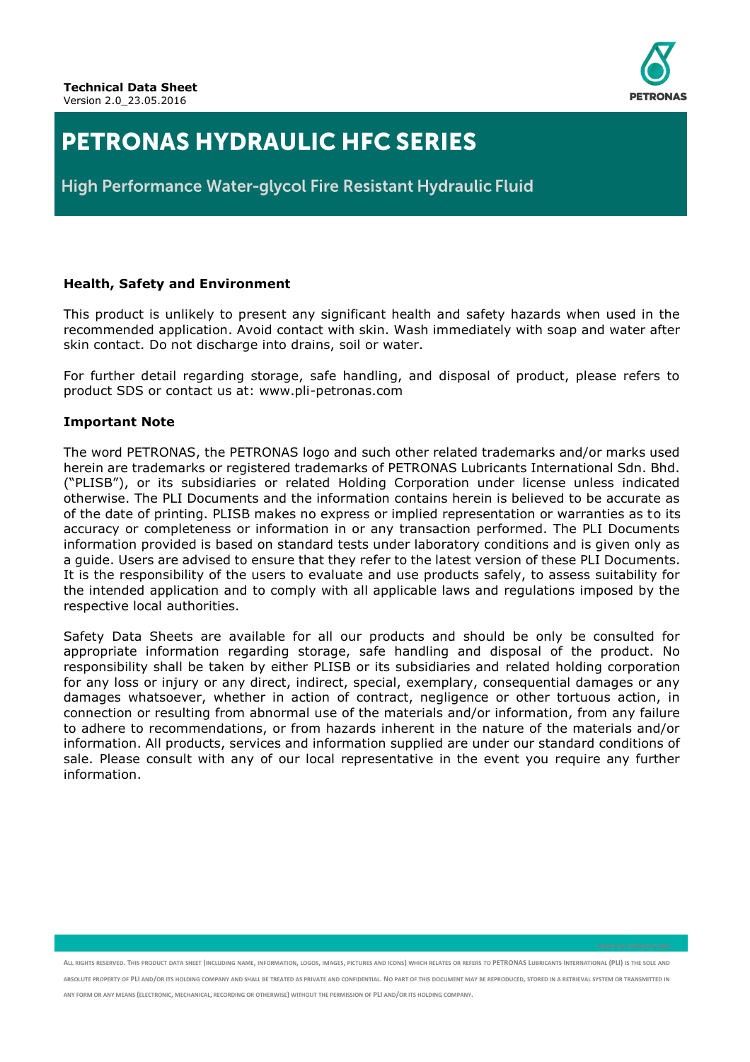# PETRONAS HYDRAULIC HFC SERIES

High Performance Water-glycol Fire Resistant Hydraulic Fluid

**Health, Safety and Environment**

This product is unlikely to present any significant health and safety hazards when used in the recommended application. Avoid contact with skin. Wash immediately with soap and water after skin contact. Do not discharge into drains, soil or water.

For further detail regarding storage, safe handling, and disposal of product, please refers to product SDS or contact us at: www.pli-petronas.com

**Important Note**

The word PETRONAS, the PETRONAS logo and such other related trademarks and/or marks used herein are trademarks or registered trademarks of PETRONAS Lubricants International Sdn. Bhd. ("PLISB"), or its subsidiaries or related Holding Corporation under license unless indicated otherwise. The PLI Documents and the information contains herein is believed to be accurate as of the date of printing. PLISB makes no express or implied representation or warranties as to its accuracy or completeness or information in or any transaction performed. The PLI Documents information provided is based on standard tests under laboratory conditions and is given only as a guide. Users are advised to ensure that they refer to the latest version of these PLI Documents. It is the responsibility of the users to evaluate and use products safely, to assess suitability for the intended application and to comply with all applicable laws and regulations imposed by the respective local authorities.

Safety Data Sheets are available for all our products and should be only be consulted for appropriate information regarding storage, safe handling and disposal of the product. No responsibility shall be taken by either PLISB or its subsidiaries and related holding corporation for any loss or injury or any direct, indirect, special, exemplary, consequential damages or any damages whatsoever, whether in action of contract, negligence or other tortuous action, in connection or resulting from abnormal use of the materials and/or information, from any failure to adhere to recommendations, or from hazards inherent in the nature of the materials and/or information. All products, services and information supplied are under our standard conditions of sale. Please consult with any of our local representative in the event you require any further information.